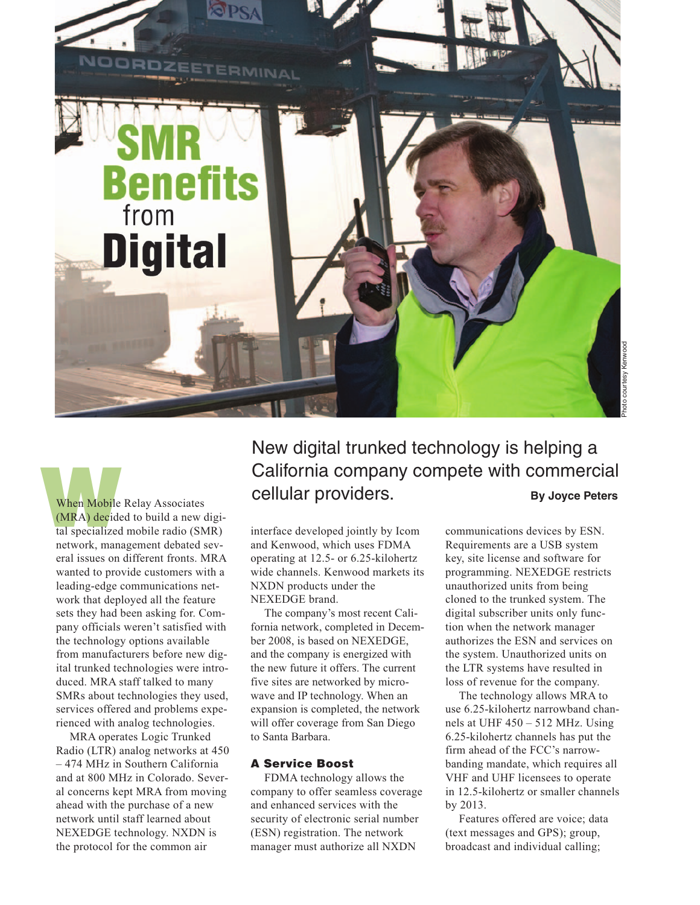# SMR Benefits from Digital

New digital trunked technology is helping a California company compete with commercial cellular providers.

**By Joyce Peters**

Photo courtesy Kenwood

When Mobile Relay Associates (MRA) decided to build a new digital specialized mobile radio (SMR) network, management debated several issues on different fronts. MRA wanted to provide customers with a leading-edge communications network that deployed all the feature sets they had been asking for. Company officials weren't satisfied with the technology options available from manufacturers before new digital trunked technologies were introduced. MRA staff talked to many SMRs about technologies they used, services offered and problems experienced with analog technologies.

MRA operates Logic Trunked Radio (LTR) analog networks at 450 – 474 MHz in Southern California and at 800 MHz in Colorado. Several concerns kept MRA from moving ahead with the purchase of a new network until staff learned about NEXEDGE technology. NXDN is the protocol for the common air interface developed jointly by Icom and Kenwood, which uses FDMA operating at 12.5- or 6.25-kilohertz wide channels. Kenwood markets its NXDN products under the NEXEDGE brand.

The company's most recent California network, completed in December 2008, is based on NEXEDGE, and the company is energized with the new future it offers. The current five sites are networked by microwave and IP technology. When an expansion is completed, the network will offer coverage from San Diego to Santa Barbara.

### A Service Boost

FDMA technology allows the company to offer seamless coverage and enhanced services with the security of electronic serial number (ESN) registration. The network manager must authorize all NXDN communications devices by ESN. Requirements are a USB system key, site license and software for programming. NEXEDGE restricts unauthorized units from being cloned to the trunked system. The digital subscriber units only function when the network manager authorizes the ESN and services on the system. Unauthorized units on the LTR systems have resulted in loss of revenue for the company.

The technology allows MRA to use 6.25-kilohertz narrowband channels at UHF 450 – 512 MHz. Using 6.25-kilohertz channels has put the firm ahead of the FCC's narrowbanding mandate, which requires all VHF and UHF licensees to operate in 12.5-kilohertz or smaller channels by 2013.

Features offered are voice; data (text messages and GPS); group, broadcast and individual calling;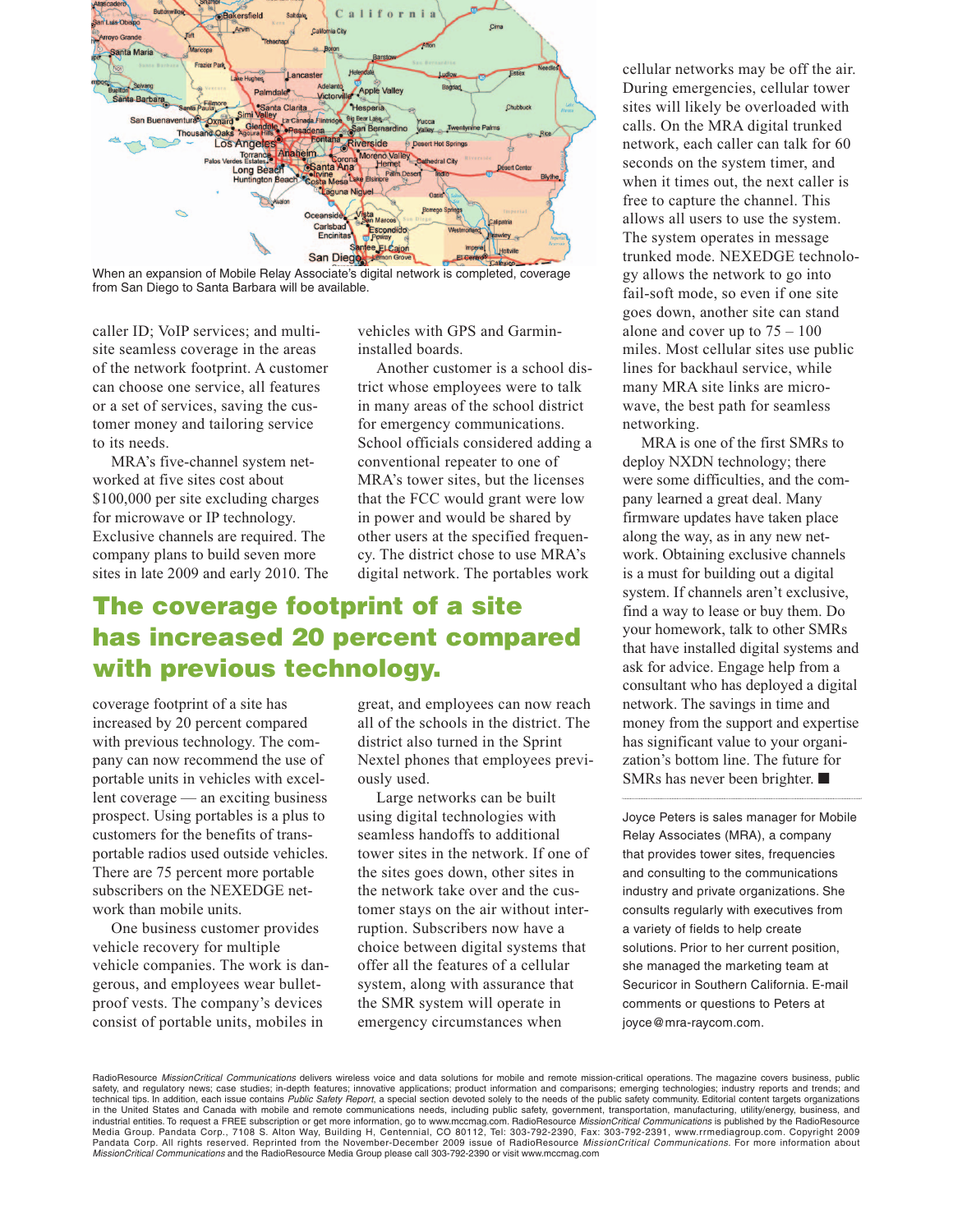When an expansion of Mobile Relay Associate's digital network is completed, coverage from San Diego to Santa Barbara will be available.

caller ID; VoIP services; and multi-site seamless coverage in the areas of the network footprint. A customer can choose one service, all features or a set of services, saving the customer money and tailoring service to its needs.

MRA's five-channel system networked at five sites cost about $100,000 per site excluding charges for microwave or IP technology. Exclusive channels are required. The company plans to build seven more sites in late 2009 and early 2010. The coverage footprint of a site has increased by 20 percent compared with previous technology. The company can now recommend the use of portable units in vehicles with excellent coverage — an exciting business prospect. Using portables is a plus to customers for the benefits of transportable radios used outside vehicles. There are 75 percent more portable subscribers on the NEXEDGE network than mobile units.

## The coverage footprint of a site has increased 20 percent compared with previous technology.

One business customer provides vehicle recovery for multiple vehicle companies. The work is dangerous, and employees wear bulletproof vests. The company's devices consist of portable units, mobiles in vehicles with GPS and Garmin-installed boards.

Another customer is a school district whose employees were to talk in many areas of the school district for emergency communications. School officials considered adding a conventional repeater to one of MRA's tower sites, but the licenses that the FCC would grant were low in power and would be shared by other users at the specified frequency. The district chose to use MRA's digital network. The portables work great, and employees can now reach all of the schools in the district. The district also turned in the Sprint Nextel phones that employees previously used.

Large networks can be built using digital technologies with seamless handoffs to additional tower sites in the network. If one of the sites goes down, other sites in the network take over and the customer stays on the air without interruption. Subscribers now have a choice between digital systems that offer all the features of a cellular system, along with assurance that the SMR system will operate in emergency circumstances when cellular networks may be off the air. During emergencies, cellular tower sites will likely be overloaded with calls. On the MRA digital trunked network, each caller can talk for 60 seconds on the system timer, and when it times out, the next caller is free to capture the channel. This allows all users to use the system. The system operates in message trunked mode. NEXEDGE technology allows the network to go into fail-soft mode, so even if one site goes down, another site can stand alone and cover up to 75 – 100 miles. Most cellular sites use public lines for backhaul service, while many MRA site links are microwave, the best path for seamless networking.

MRA is one of the first SMRs to deploy NXDN technology; there were some difficulties, and the company learned a great deal. Many firmware updates have taken place along the way, as in any new network. Obtaining exclusive channels is a must for building out a digital system. If channels aren't exclusive, find a way to lease or buy them. Do your homework, talk to other SMRs that have installed digital systems and ask for advice. Engage help from a consultant who has deployed a digital network. The savings in time and money from the support and expertise has significant value to your organization's bottom line. The future for SMRs has never been brighter. ■

Joyce Peters is sales manager for Mobile Relay Associates (MRA), a company that provides tower sites, frequencies and consulting to the communications industry and private organizations. She consults regularly with executives from a variety of fields to help create solutions. Prior to her current position, she managed the marketing team at Securicor in Southern California. E-mail comments or questions to Peters at joyce@mra-raycom.com.

RadioResource *MissionCritical Communications* delivers wireless voice and data solutions for mobile and remote mission-critical operations. The magazine covers business, public safety, and regulatory news; case studies; in-depth features; innovative applications; product information and comparisons; emerging technologies; industry reports and trends; and technical tips. In addition, each issue contains *Public Safety Report*, a special section devoted solely to the needs of the public safety community. Editorial content targets organizations in the United States and Canada with mobile and remote communications needs, including public safety, government, transportation, manufacturing, utility/energy, business, and industrial entities. To request a FREE subscription or get more information, go to www.mccmag.com. RadioResource *MissionCritical Communications* is published by the RadioResource Media Group. Pandata Corp., 7108 S. Alton Way, Building H, Centennial, CO 80112, Tel: 303-792-2390, Fax: 303-792-2391, www.rrmediagroup.com. Copyright 2009 Pandata Corp. All rights reserved. Reprinted from the November-December 2009 issue of RadioResource *MissionCritical Communications*. For more information about *MissionCritical Communications* and the RadioResource Media Group please call 303-792-2390 or visit www.mccmag.com